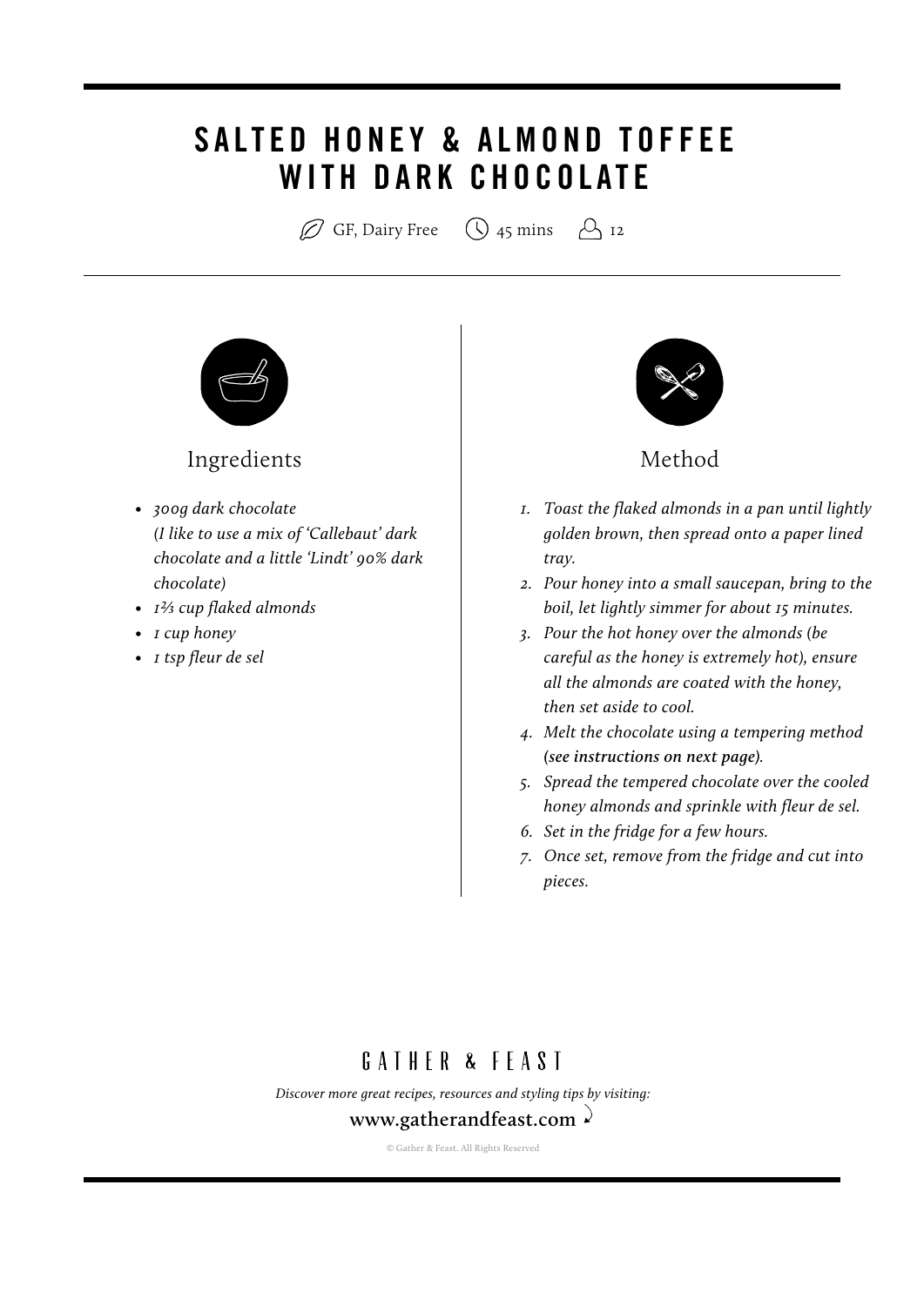# SALTED HONEY & ALMOND TOFFEE WITH DARK CHOCOLATE

GF, Dairy Free | 45 mins | 12

## Ingredients

- *300g dark chocolate (I like to use a mix of 'Callebaut' dark chocolate and a little 'Lindt' 90% dark chocolate)*
- *1⅔ cup flaked almonds*
- *1 cup honey*
- *1 tsp fleur de sel*

## Method

1. *Toast the flaked almonds in a pan until lightly golden brown, then spread onto a paper lined tray.*
2. *Pour honey into a small saucepan, bring to the boil, let lightly simmer for about 15 minutes.*
3. *Pour the hot honey over the almonds (be careful as the honey is extremely hot), ensure all the almonds are coated with the honey, then set aside to cool.*
4. *Melt the chocolate using a tempering method (**see instructions on next page**).*
5. *Spread the tempered chocolate over the cooled honey almonds and sprinkle with fleur de sel.*
6. *Set in the fridge for a few hours.*
7. *Once set, remove from the fridge and cut into pieces.*

GATHER & FEAST

*Discover more great recipes, resources and styling tips by visiting:*

www.gatherandfeast.com

© Gather & Feast. All Rights Reserved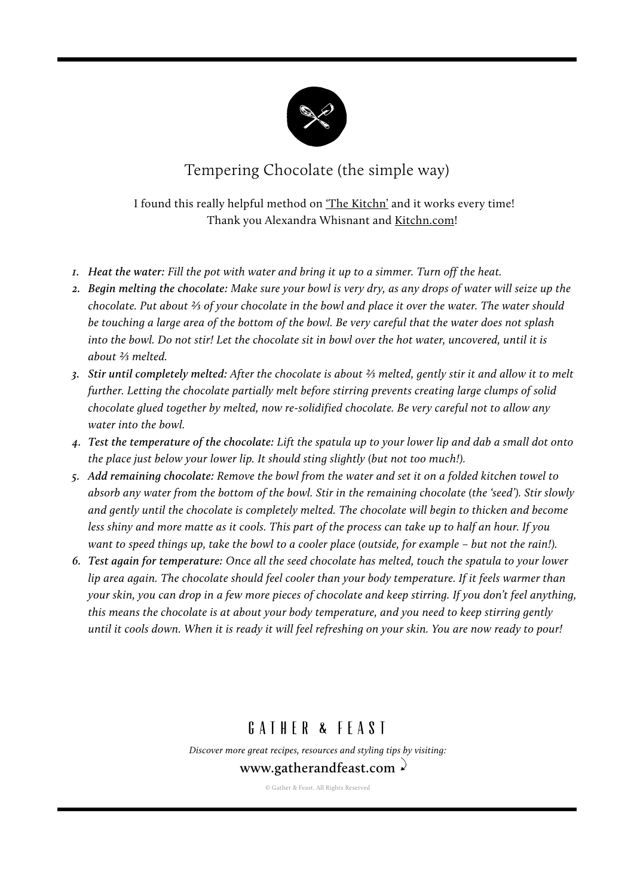# Tempering Chocolate (the simple way)

I found this really helpful method on 'The Kitchn' and it works every time!
Thank you Alexandra Whisnant and Kitchn.com!

1. ***Heat the water:*** *Fill the pot with water and bring it up to a simmer. Turn off the heat.*
2. ***Begin melting the chocolate:*** *Make sure your bowl is very dry, as any drops of water will seize up the chocolate. Put about ⅔ of your chocolate in the bowl and place it over the water. The water should be touching a large area of the bottom of the bowl. Be very careful that the water does not splash into the bowl. Do not stir! Let the chocolate sit in bowl over the hot water, uncovered, until it is about ⅔ melted.*
3. ***Stir until completely melted:*** *After the chocolate is about ⅔ melted, gently stir it and allow it to melt further. Letting the chocolate partially melt before stirring prevents creating large clumps of solid chocolate glued together by melted, now re-solidified chocolate. Be very careful not to allow any water into the bowl.*
4. ***Test the temperature of the chocolate:*** *Lift the spatula up to your lower lip and dab a small dot onto the place just below your lower lip. It should sting slightly (but not too much!).*
5. ***Add remaining chocolate:*** *Remove the bowl from the water and set it on a folded kitchen towel to absorb any water from the bottom of the bowl. Stir in the remaining chocolate (the 'seed'). Stir slowly and gently until the chocolate is completely melted. The chocolate will begin to thicken and become less shiny and more matte as it cools. This part of the process can take up to half an hour. If you want to speed things up, take the bowl to a cooler place (outside, for example – but not the rain!).*
6. ***Test again for temperature:*** *Once all the seed chocolate has melted, touch the spatula to your lower lip area again. The chocolate should feel cooler than your body temperature. If it feels warmer than your skin, you can drop in a few more pieces of chocolate and keep stirring. If you don't feel anything, this means the chocolate is at about your body temperature, and you need to keep stirring gently until it cools down. When it is ready it will feel refreshing on your skin. You are now ready to pour!*

GATHER & FEAST

*Discover more great recipes, resources and styling tips by visiting:*

www.gatherandfeast.com

© Gather & Feast. All Rights Reserved